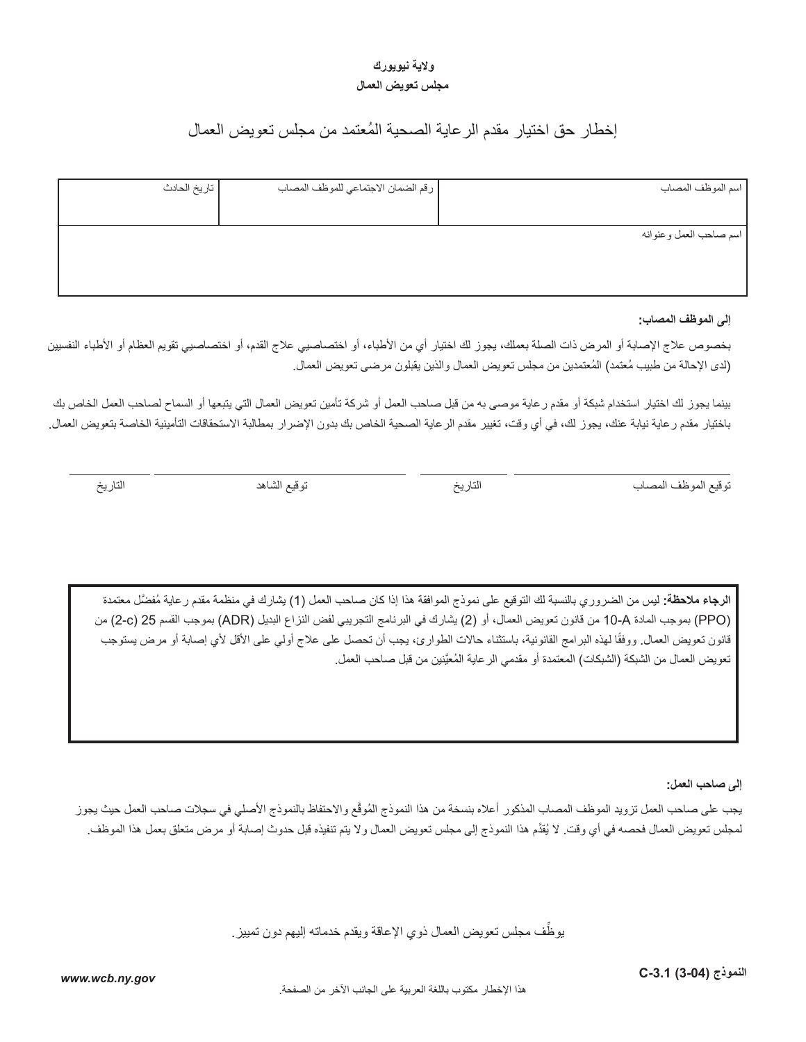**ولاية نيويورك**

**مجلس تعويض العمال**

# إخطار حق اختيار مقدم الرعاية الصحية المُعتمد من مجلس تعويض العمال

| اسم الموظف المصاب | رقم الضمان الاجتماعي للموظف المصاب | تاريخ الحادث |
|---|---|---|
| | | |
| اسم صاحب العمل وعنوانه | | |
| | | |

**إلى الموظف المصاب:**

بخصوص علاج الإصابة أو المرض ذات الصلة بعملك، يجوز لك اختيار أي من الأطباء، أو اختصاصيي علاج القدم، أو اختصاصيي تقويم العظام أو الأطباء النفسيين (لدى الإحالة من طبيب مُعتمد) المُعتمدين من مجلس تعويض العمال والذين يقبلون مرضى تعويض العمال.

بينما يجوز لك اختيار استخدام شبكة أو مقدم رعاية موصى به من قبل صاحب العمل أو شركة تأمين تعويض العمال التي يتبعها أو السماح لصاحب العمل الخاص بك باختيار مقدم رعاية نيابة عنك، يجوز لك، في أي وقت، تغيير مقدم الرعاية الصحية الخاص بك بدون الإضرار بمطالبة الاستحقاقات التأمينية الخاصة بتعويض العمال.

توقيع الموظف المصاب ____________ التاريخ ____________ توقيع الشاهد ____________ التاريخ ____________

**الرجاء ملاحظة:** ليس من الضروري بالنسبة لك التوقيع على نموذج الموافقة هذا إذا كان صاحب العمل (1) يشارك في منظمة مقدم رعاية مُفضَّل معتمدة (PPO) بموجب المادة 10-A من قانون تعويض العمال، أو (2) يشارك في البرنامج التجريبي لفض النزاع البديل (ADR) بموجب القسم 25 (2-c) من قانون تعويض العمال. ووفقًا لهذه البرامج القانونية، باستثناء حالات الطوارئ، يجب أن تحصل على علاج أولي على الأقل لأي إصابة أو مرض يستوجب تعويض العمال من الشبكة (الشبكات) المعتمدة أو مقدمي الرعاية المُعيَّنين من قبل صاحب العمل.

**إلى صاحب العمل:**

يجب على صاحب العمل تزويد الموظف المصاب المذكور أعلاه بنسخة من هذا النموذج المُوقَّع والاحتفاظ بالنموذج الأصلي في سجلات صاحب العمل حيث يجوز لمجلس تعويض العمال فحصه في أي وقت. لا يُقدَّم هذا النموذج إلى مجلس تعويض العمال ولا يتم تنفيذه قبل حدوث إصابة أو مرض متعلق بعمل هذا الموظف.

يوظِّف مجلس تعويض العمال ذوي الإعاقة ويقدم خدماته إليهم دون تمييز.

**النموذج C-3.1 (3-04)**

*www.wcb.ny.gov*

هذا الإخطار مكتوب باللغة العربية على الجانب الآخر من الصفحة.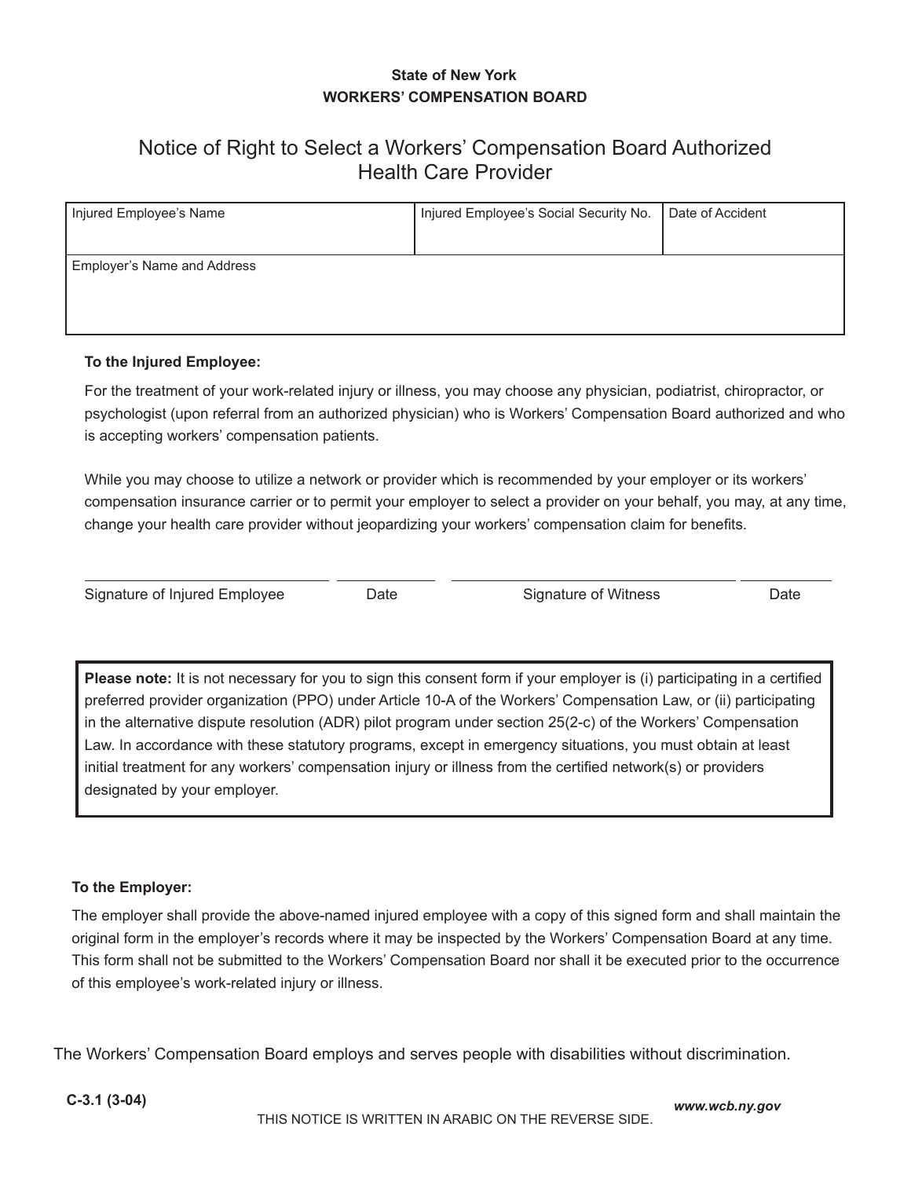State of New York
**WORKERS' COMPENSATION BOARD**

# Notice of Right to Select a Workers' Compensation Board Authorized Health Care Provider

| Injured Employee's Name | Injured Employee's Social Security No. | Date of Accident |
| --- | --- | --- |
| Employer's Name and Address | | |

**To the Injured Employee:**

For the treatment of your work-related injury or illness, you may choose any physician, podiatrist, chiropractor, or psychologist (upon referral from an authorized physician) who is Workers' Compensation Board authorized and who is accepting workers' compensation patients.

While you may choose to utilize a network or provider which is recommended by your employer or its workers' compensation insurance carrier or to permit your employer to select a provider on your behalf, you may, at any time, change your health care provider without jeopardizing your workers' compensation claim for benefits.

Signature of Injured Employee ____________ Date ____________ Signature of Witness ____________ Date ____________

**Please note:** It is not necessary for you to sign this consent form if your employer is (i) participating in a certified preferred provider organization (PPO) under Article 10-A of the Workers' Compensation Law, or (ii) participating in the alternative dispute resolution (ADR) pilot program under section 25(2-c) of the Workers' Compensation Law. In accordance with these statutory programs, except in emergency situations, you must obtain at least initial treatment for any workers' compensation injury or illness from the certified network(s) or providers designated by your employer.

**To the Employer:**

The employer shall provide the above-named injured employee with a copy of this signed form and shall maintain the original form in the employer's records where it may be inspected by the Workers' Compensation Board at any time. This form shall not be submitted to the Workers' Compensation Board nor shall it be executed prior to the occurrence of this employee's work-related injury or illness.

The Workers' Compensation Board employs and serves people with disabilities without discrimination.

**C-3.1 (3-04)**

*www.wcb.ny.gov*

THIS NOTICE IS WRITTEN IN ARABIC ON THE REVERSE SIDE.